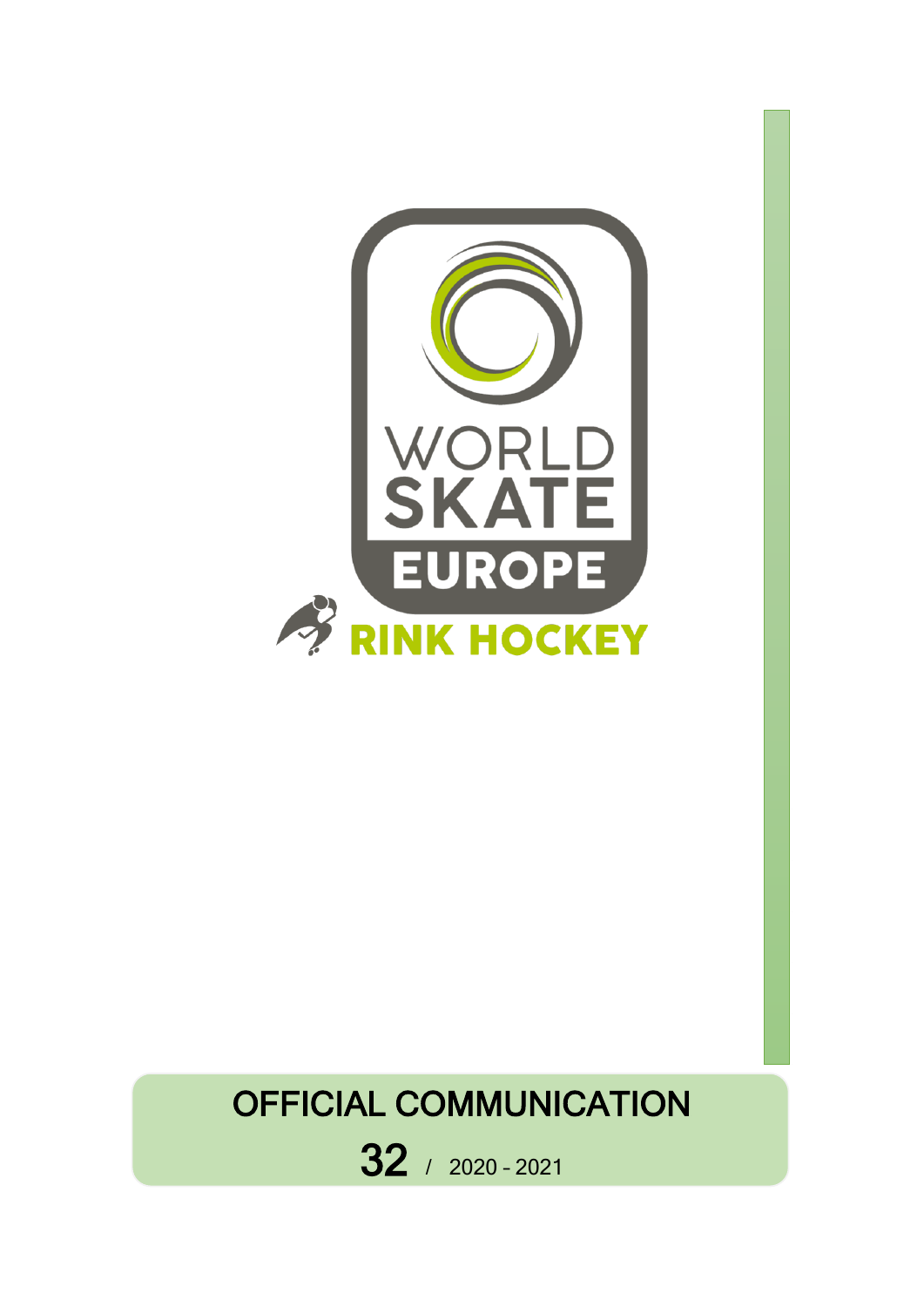WORLD SKATE EUROPE

RINK HOCKEY

# OFFICIAL COMMUNICATION

**32** / 2020 - 2021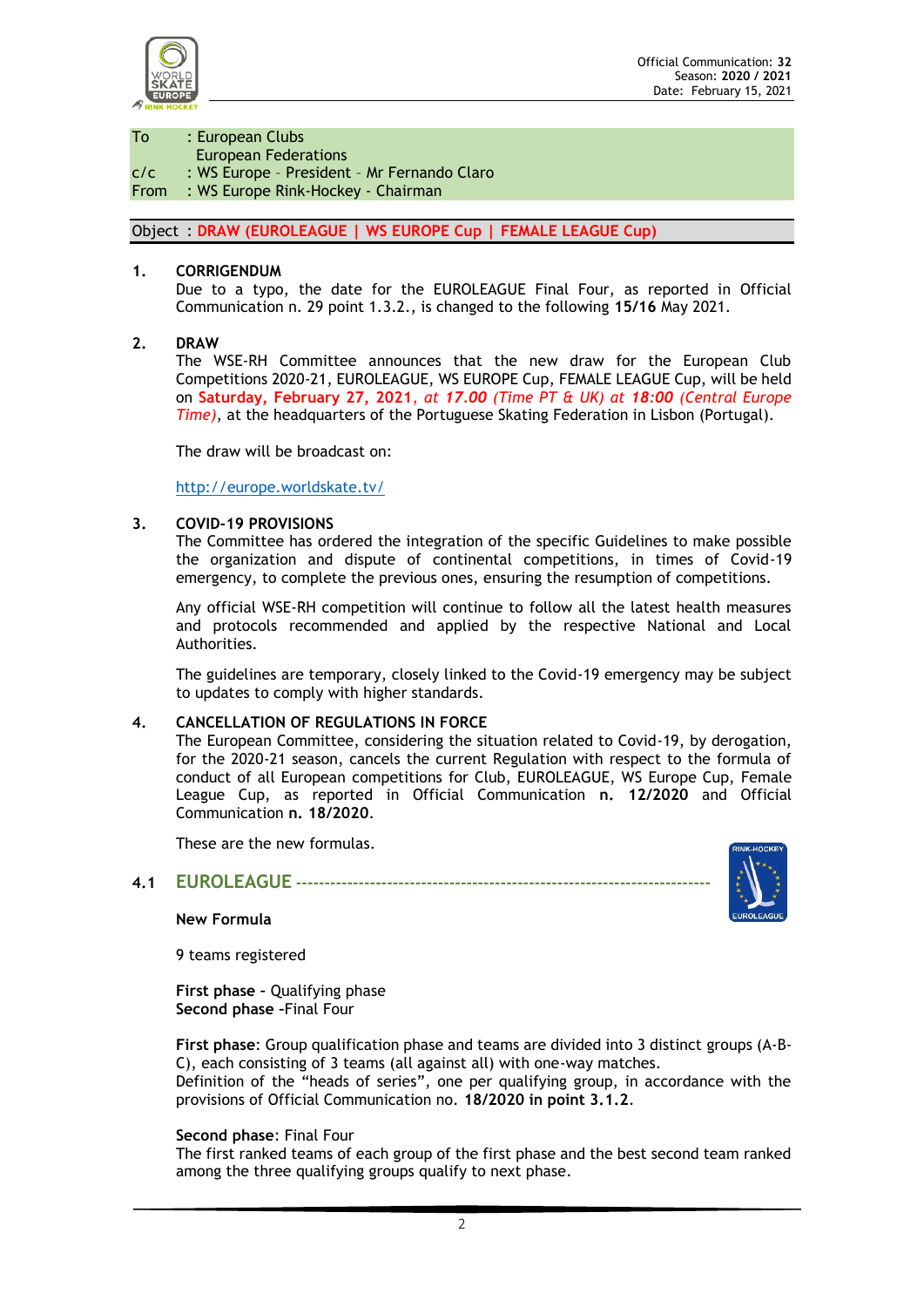Official Communication: **32**
Season: **2020 / 2021**
Date: February 15, 2021

| | |
|---|---|
| To | : European Clubs<br>European Federations |
| c/c | : WS Europe – President – Mr Fernando Claro |
| From | : WS Europe Rink-Hockey - Chairman |

Object : **DRAW (EUROLEAGUE | WS EUROPE Cup | FEMALE LEAGUE Cup)**

## 1. CORRIGENDUM

Due to a typo, the date for the EUROLEAGUE Final Four, as reported in Official Communication n. 29 point 1.3.2., is changed to the following **15/16** May 2021.

## 2. DRAW

The WSE-RH Committee announces that the new draw for the European Club Competitions 2020-21, EUROLEAGUE, WS EUROPE Cup, FEMALE LEAGUE Cup, will be held on **Saturday, February 27, 2021**, *at* ***17.00*** *(Time PT & UK) at* ***18:00*** *(Central Europe Time)*, at the headquarters of the Portuguese Skating Federation in Lisbon (Portugal).

The draw will be broadcast on:

http://europe.worldskate.tv/

## 3. COVID-19 PROVISIONS

The Committee has ordered the integration of the specific Guidelines to make possible the organization and dispute of continental competitions, in times of Covid-19 emergency, to complete the previous ones, ensuring the resumption of competitions.

Any official WSE-RH competition will continue to follow all the latest health measures and protocols recommended and applied by the respective National and Local Authorities.

The guidelines are temporary, closely linked to the Covid-19 emergency may be subject to updates to comply with higher standards.

## 4. CANCELLATION OF REGULATIONS IN FORCE

The European Committee, considering the situation related to Covid-19, by derogation, for the 2020-21 season, cancels the current Regulation with respect to the formula of conduct of all European competitions for Club, EUROLEAGUE, WS Europe Cup, Female League Cup, as reported in Official Communication **n. 12/2020** and Official Communication **n. 18/2020**.

These are the new formulas.

### 4.1 EUROLEAGUE

**New Formula**

9 teams registered

**First phase** – Qualifying phase
**Second phase** –Final Four

**First phase**: Group qualification phase and teams are divided into 3 distinct groups (A-B-C), each consisting of 3 teams (all against all) with one-way matches.
Definition of the "heads of series", one per qualifying group, in accordance with the provisions of Official Communication no. **18/2020 in point 3.1.2**.

**Second phase**: Final Four
The first ranked teams of each group of the first phase and the best second team ranked among the three qualifying groups qualify to next phase.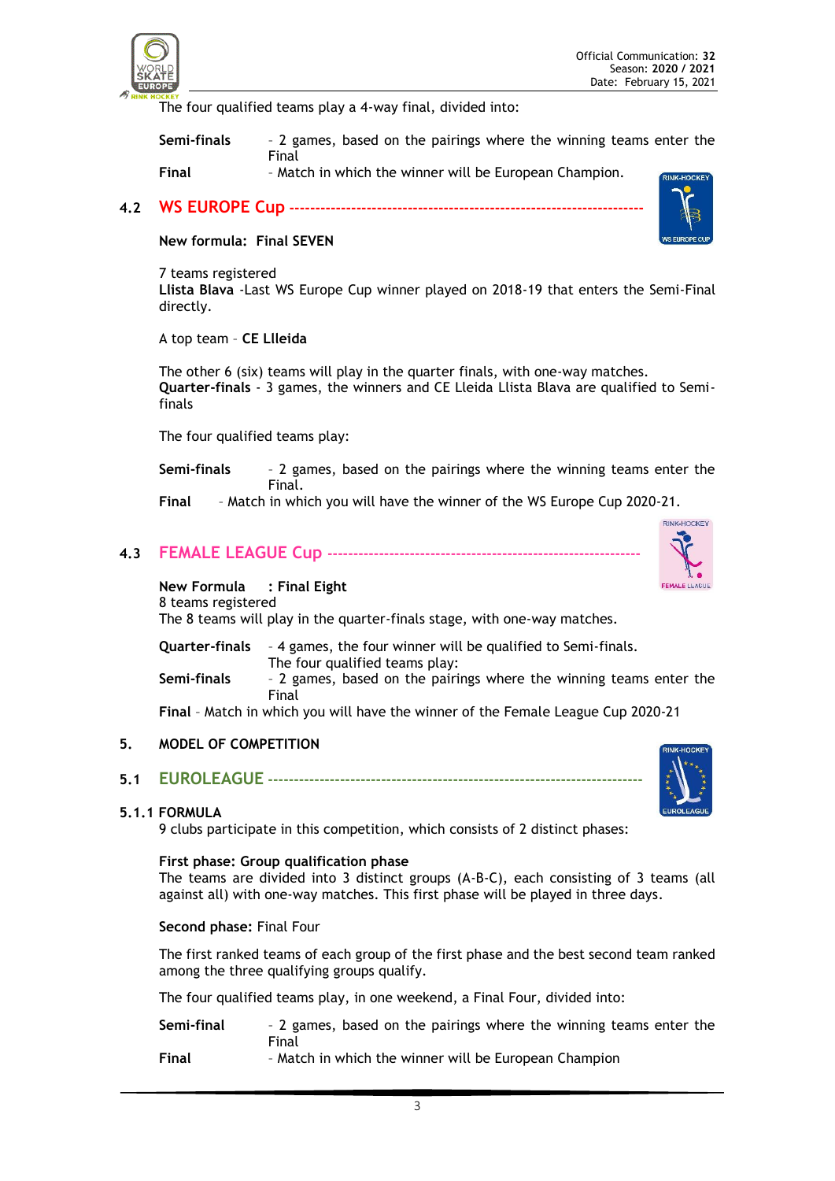The four qualified teams play a 4-way final, divided into:

**Semi-finals** - 2 games, based on the pairings where the winning teams enter the Final

**Final** - Match in which the winner will be European Champion.

## 4.2 WS EUROPE Cup -------------------------------------------------------------------

**New formula: Final SEVEN**

7 teams registered
**Llista Blava** -Last WS Europe Cup winner played on 2018-19 that enters the Semi-Final directly.

A top team - **CE Llleida**

The other 6 (six) teams will play in the quarter finals, with one-way matches.
**Quarter-finals** - 3 games, the winners and CE Lleida Llista Blava are qualified to Semi-finals

The four qualified teams play:

**Semi-finals** - 2 games, based on the pairings where the winning teams enter the Final.

**Final** - Match in which you will have the winner of the WS Europe Cup 2020-21.

## 4.3 FEMALE LEAGUE Cup -----------------------------------------------------------

**New Formula : Final Eight**
8 teams registered
The 8 teams will play in the quarter-finals stage, with one-way matches.

**Quarter-finals** - 4 games, the four winner will be qualified to Semi-finals.
The four qualified teams play:

**Semi-finals** - 2 games, based on the pairings where the winning teams enter the Final

**Final** - Match in which you will have the winner of the Female League Cup 2020-21

# 5. MODEL OF COMPETITION

## 5.1 EUROLEAGUE -----------------------------------------------------------------------

### 5.1.1 FORMULA

9 clubs participate in this competition, which consists of 2 distinct phases:

**First phase: Group qualification phase**
The teams are divided into 3 distinct groups (A-B-C), each consisting of 3 teams (all against all) with one-way matches. This first phase will be played in three days.

**Second phase:** Final Four

The first ranked teams of each group of the first phase and the best second team ranked among the three qualifying groups qualify.

The four qualified teams play, in one weekend, a Final Four, divided into:

**Semi-final** - 2 games, based on the pairings where the winning teams enter the Final

**Final** - Match in which the winner will be European Champion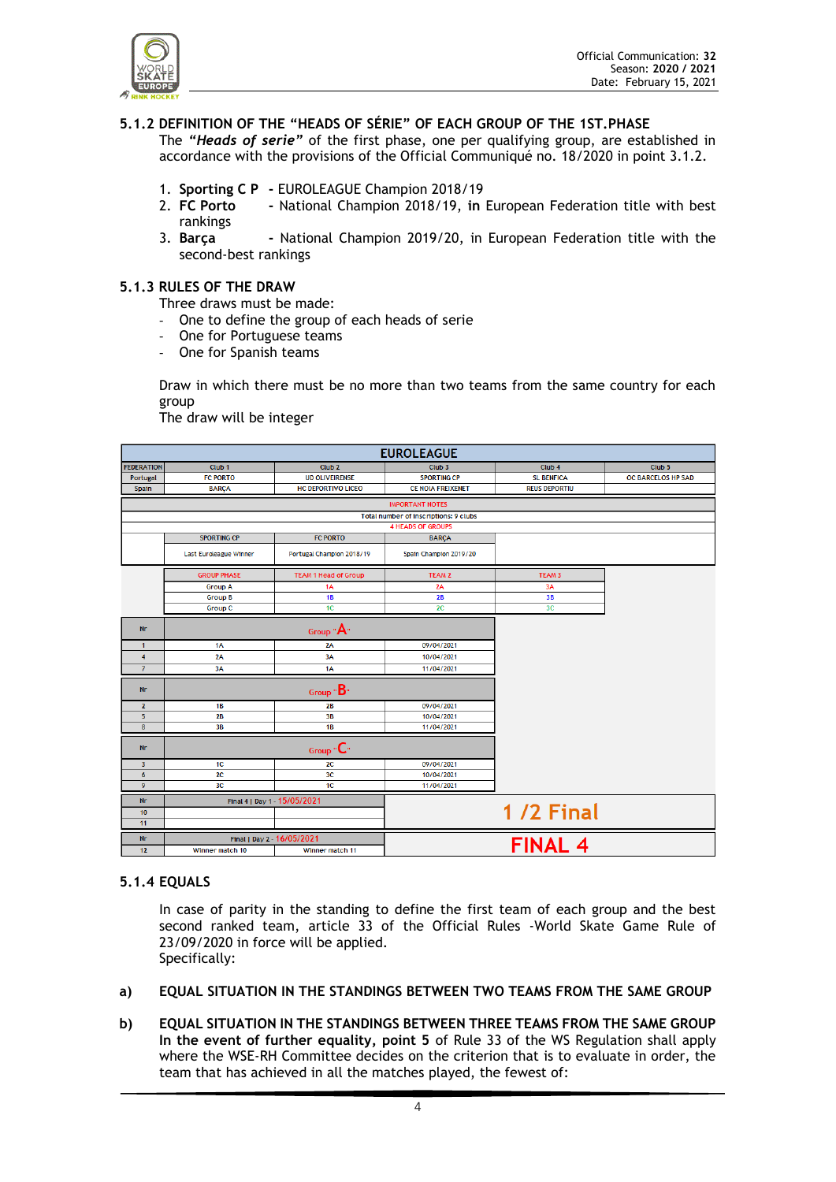### 5.1.2 DEFINITION OF THE "HEADS OF SÉRIE" OF EACH GROUP OF THE 1ST.PHASE

The ***"Heads of serie"*** of the first phase, one per qualifying group, are established in accordance with the provisions of the Official Communiqué no. 18/2020 in point 3.1.2.

1. **Sporting C P** - EUROLEAGUE Champion 2018/19
2. **FC Porto** - National Champion 2018/19, **in** European Federation title with best rankings
3. **Barça** - National Champion 2019/20, in European Federation title with the second-best rankings

### 5.1.3 RULES OF THE DRAW

Three draws must be made:

- One to define the group of each heads of serie
- One for Portuguese teams
- One for Spanish teams

Draw in which there must be no more than two teams from the same country for each group

The draw will be integer

**EUROLEAGUE**

| FEDERATION | Club 1 | Club 2 | Club 3 | Club 4 | Club 5 |
|---|---|---|---|---|---|
| Portugal | FC PORTO | UD OLIVEIRENSE | SPORTING CP | SL BENFICA | OC BARCELOS HP SAD |
| Spain | BARÇA | HC DEPORTIVO LICEO | CE NOIA FREIXENET | REUS DEPORTIU | |

| IMPORTANT NOTES | | |
|---|---|---|
| Total number of inscriptions: 9 clubs | | |
| 4 HEADS OF GROUPS | | |
| SPORTING CP | FC PORTO | BARÇA |
| Last Euroleague Winner | Portugal Champion 2018/19 | Spain Champion 2019/20 |

| GROUP PHASE | TEAM 1 Head of Group | TEAM 2 | TEAM 3 |
|---|---|---|---|
| Group A | 1A | 2A | 3A |
| Group B | 1B | 2B | 3B |
| Group C | 1C | 2C | 3C |

| Nr | Group "A" | | |
|---|---|---|---|
| 1 | 1A | 2A | 09/04/2021 |
| 4 | 2A | 3A | 10/04/2021 |
| 7 | 3A | 1A | 11/04/2021 |

| Nr | Group "B" | | |
|---|---|---|---|
| 2 | 1B | 2B | 09/04/2021 |
| 5 | 2B | 3B | 10/04/2021 |
| 8 | 3B | 1B | 11/04/2021 |

| Nr | Group "C" | | |
|---|---|---|---|
| 3 | 1C | 2C | 09/04/2021 |
| 6 | 2C | 3C | 10/04/2021 |
| 9 | 3C | 1C | 11/04/2021 |

| Nr | Final 4 \| Day 1 - 15/05/2021 | | 1 /2 Final |
|---|---|---|---|
| 10 | | | |
| 11 | | | |

| Nr | Final \| Day 2 - 16/05/2021 | | FINAL 4 |
|---|---|---|---|
| 12 | Winner match 10 | Winner match 11 | |

### 5.1.4 EQUALS

In case of parity in the standing to define the first team of each group and the best second ranked team, article 33 of the Official Rules -World Skate Game Rule of 23/09/2020 in force will be applied.
Specifically:

**a) EQUAL SITUATION IN THE STANDINGS BETWEEN TWO TEAMS FROM THE SAME GROUP**

**b) EQUAL SITUATION IN THE STANDINGS BETWEEN THREE TEAMS FROM THE SAME GROUP**
**In the event of further equality, point 5** of Rule 33 of the WS Regulation shall apply where the WSE-RH Committee decides on the criterion that is to evaluate in order, the team that has achieved in all the matches played, the fewest of: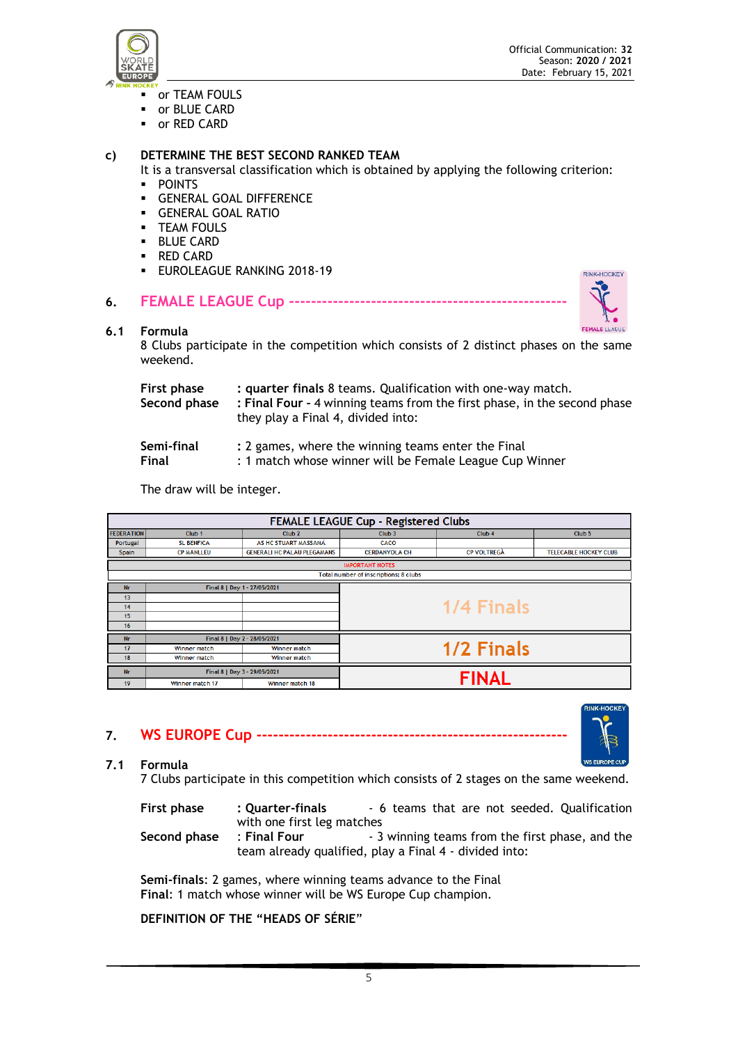- or TEAM FOULS
- or BLUE CARD
- or RED CARD

**c) DETERMINE THE BEST SECOND RANKED TEAM**

It is a transversal classification which is obtained by applying the following criterion:

- POINTS
- GENERAL GOAL DIFFERENCE
- GENERAL GOAL RATIO
- TEAM FOULS
- BLUE CARD
- RED CARD
- EUROLEAGUE RANKING 2018-19

## 6. FEMALE LEAGUE Cup

### 6.1 Formula

8 Clubs participate in the competition which consists of 2 distinct phases on the same weekend.

**First phase** : **quarter finals** 8 teams. Qualification with one-way match.
**Second phase** : **Final Four** - 4 winning teams from the first phase, in the second phase they play a Final 4, divided into:

**Semi-final** : 2 games, where the winning teams enter the Final
**Final** : 1 match whose winner will be Female League Cup Winner

The draw will be integer.

| FEMALE LEAGUE Cup - Registered Clubs | | | | | |
|---|---|---|---|---|---|
| FEDERATION | Club 1 | Club 2 | Club 3 | Club 4 | Club 5 |
| Portugal | SL BENFICA | AS HC STUART MASSAMÁ | CACO | | |
| Spain | CP MANLLEU | GENERALI HC PALAU PLEGAMANS | CERDANYOLA CH | CP VOLTREGÀ | TELECABLE HOCKEY CLUB |
| IMPORTANT NOTES | | | | | |
| Total number of inscriptions: 8 clubs | | | | | |

| Nr | Final 8 \| Day 1 - 27/05/2021 | | |
|---|---|---|---|
| 13 | | | 1/4 Finals |
| 14 | | | |
| 15 | | | |
| 16 | | | |
| **Nr** | **Final 8 \| Day 2 - 28/05/2021** | | |
| 17 | Winner match | Winner match | 1/2 Finals |
| 18 | Winner match | Winner match | |
| **Nr** | **Final 8 \| Day 3 - 29/05/2021** | | |
| 19 | Winner match 17 | Winner match 18 | FINAL |

## 7. WS EUROPE Cup

### 7.1 Formula

7 Clubs participate in this competition which consists of 2 stages on the same weekend.

**First phase** : **Quarter-finals** - 6 teams that are not seeded. Qualification with one first leg matches
**Second phase** : **Final Four** - 3 winning teams from the first phase, and the team already qualified, play a Final 4 - divided into:

**Semi-finals**: 2 games, where winning teams advance to the Final
**Final**: 1 match whose winner will be WS Europe Cup champion.

**DEFINITION OF THE "HEADS OF SÉRIE"**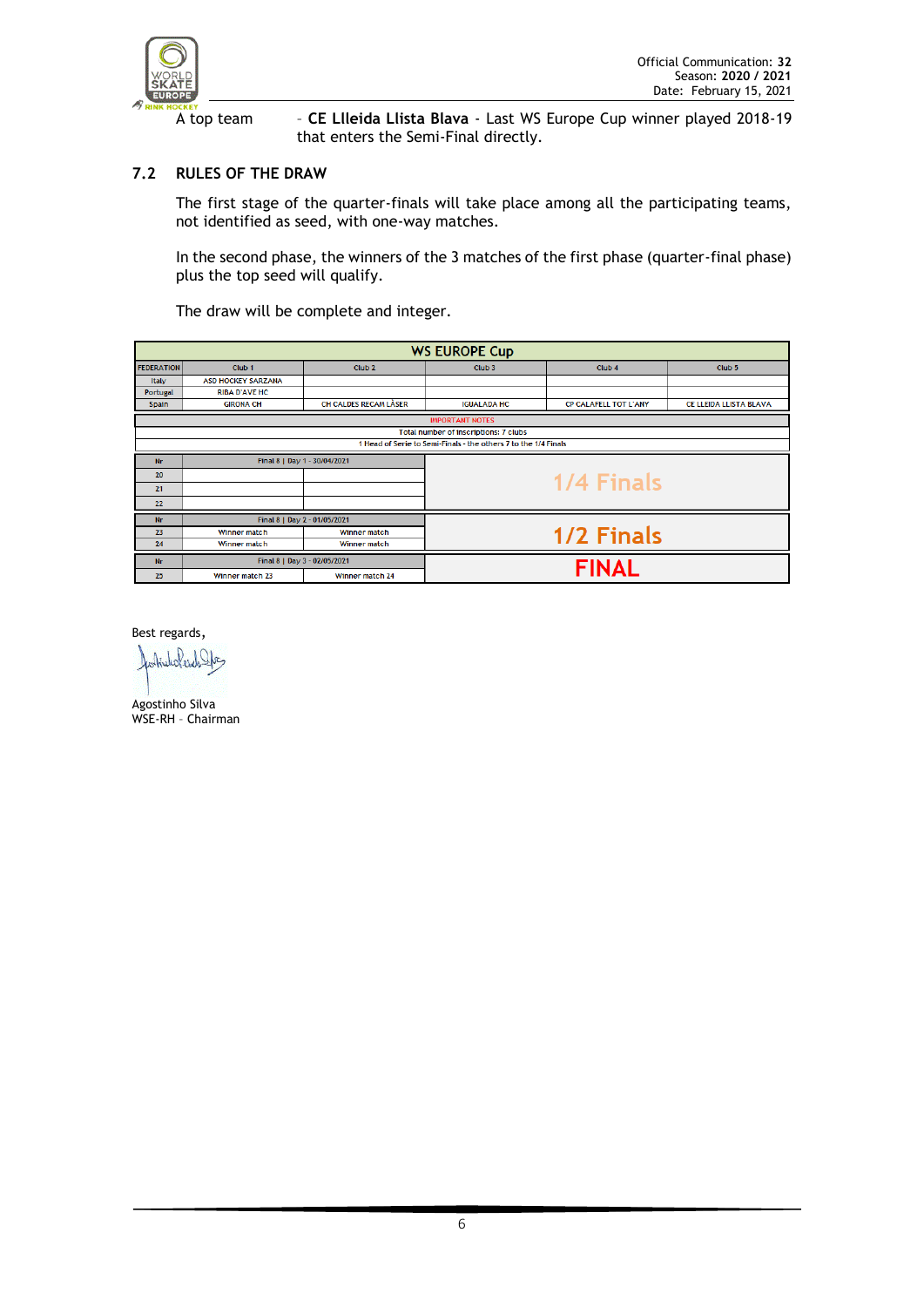A top team – **CE Llleida Llista Blava** - Last WS Europe Cup winner played 2018-19 that enters the Semi-Final directly.

## 7.2 RULES OF THE DRAW

The first stage of the quarter-finals will take place among all the participating teams, not identified as seed, with one-way matches.

In the second phase, the winners of the 3 matches of the first phase (quarter-final phase) plus the top seed will qualify.

The draw will be complete and integer.

| WS EUROPE Cup | | | | | |
|---|---|---|---|---|---|
| FEDERATION | Club 1 | Club 2 | Club 3 | Club 4 | Club 5 |
| Italy | ASD HOCKEY SARZANA | | | | |
| Portugal | RIBA D'AVE HC | | | | |
| Spain | GIRONA CH | CH CALDES RECAM LÀSER | IGUALADA HC | CP CALAFELL TOT L'ANY | CE LLEIDA LLISTA BLAVA |

IMPORTANT NOTES

Total number of inscriptions: 7 clubs

1 Head of Serie to Semi-Finals - the others 7 to the 1/4 Finals

| Nr | Final 8 \| Day 1 - 30/04/2021 | | |
|---|---|---|---|
| 20 | | | 1/4 Finals |
| 21 | | | |
| 22 | | | |

| Nr | Final 8 \| Day 2 - 01/05/2021 | | |
|---|---|---|---|
| 23 | Winner match | Winner match | 1/2 Finals |
| 24 | Winner match | Winner match | |

| Nr | Final 8 \| Day 3 - 02/05/2021 | | |
|---|---|---|---|
| 25 | Winner match 23 | Winner match 24 | FINAL |

Best regards,

Agostinho Silva
WSE-RH – Chairman